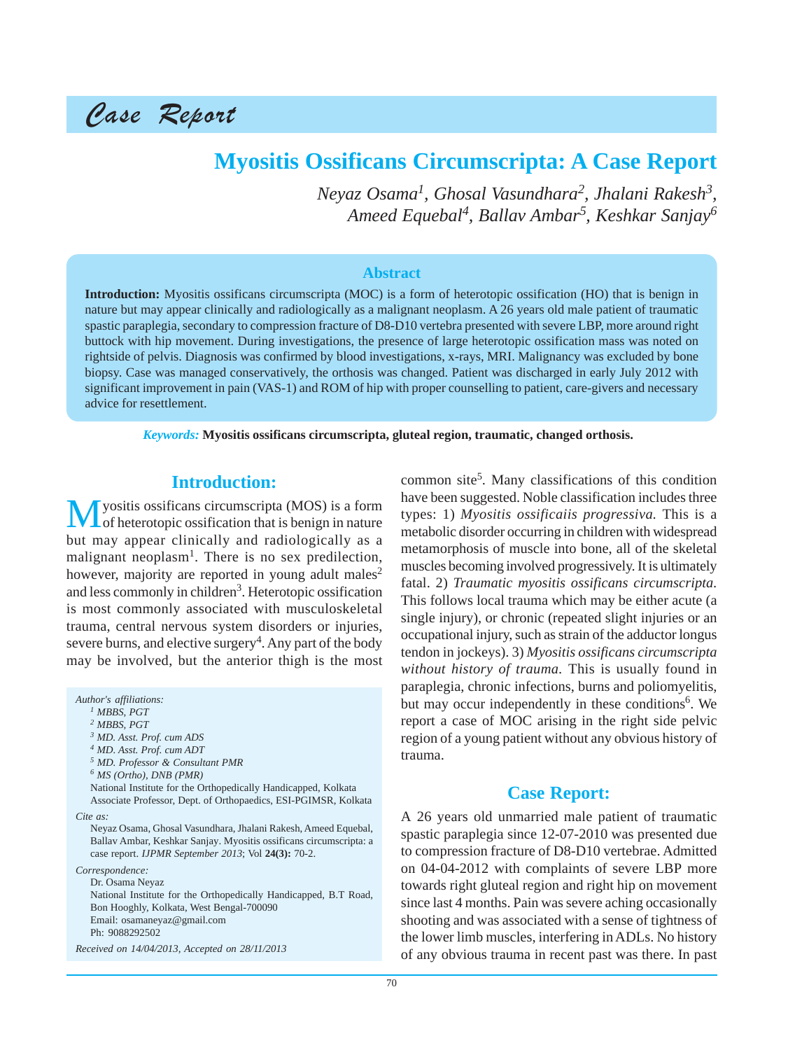# Case Report

# Myositis Ossificans Circumscripta: A Case Report

*Neyaz Osama[1], Ghosal Vasundhara[2], Jhalani Rakesh[3], Ameed Equebal[4], Ballav Ambar[5], Keshkar Sanjay[6]*

## Abstract

**Introduction:** Myositis ossificans circumscripta (MOC) is a form of heterotopic ossification (HO) that is benign in nature but may appear clinically and radiologically as a malignant neoplasm. A 26 years old male patient of traumatic spastic paraplegia, secondary to compression fracture of D8-D10 vertebra presented with severe LBP, more around right buttock with hip movement. During investigations, the presence of large heterotopic ossification mass was noted on rightside of pelvis. Diagnosis was confirmed by blood investigations, x-rays, MRI. Malignancy was excluded by bone biopsy. Case was managed conservatively, the orthosis was changed. Patient was discharged in early July 2012 with significant improvement in pain (VAS-1) and ROM of hip with proper counselling to patient, care-givers and necessary advice for resettlement.

*Keywords:* **Myositis ossificans circumscripta, gluteal region, traumatic, changed orthosis.**

## Introduction:

Myositis ossificans circumscripta (MOS) is a form of heterotopic ossification that is benign in nature but may appear clinically and radiologically as a malignant neoplasm[1]. There is no sex predilection, however, majority are reported in young adult males[2] and less commonly in children[3]. Heterotopic ossification is most commonly associated with musculoskeletal trauma, central nervous system disorders or injuries, severe burns, and elective surgery[4]. Any part of the body may be involved, but the anterior thigh is the most common site[5]. Many classifications of this condition have been suggested. Noble classification includes three types: 1) *Myositis ossificaiis progressiva.* This is a metabolic disorder occurring in children with widespread metamorphosis of muscle into bone, all of the skeletal muscles becoming involved progressively. It is ultimately fatal. 2) *Traumatic myositis ossificans circumscripta.* This follows local trauma which may be either acute (a single injury), or chronic (repeated slight injuries or an occupational injury, such as strain of the adductor longus tendon in jockeys). 3) *Myositis ossificans circumscripta without history of trauma.* This is usually found in paraplegia, chronic infections, burns and poliomyelitis, but may occur independently in these conditions[6]. We report a case of MOC arising in the right side pelvic region of a young patient without any obvious history of trauma.

*Author's affiliations:*
[1] MBBS, PGT
[2] MBBS, PGT
[3] MD. Asst. Prof. cum ADS
[4] MD. Asst. Prof. cum ADT
[5] MD. Professor & Consultant PMR
[6] MS (Ortho), DNB (PMR)
National Institute for the Orthopedically Handicapped, Kolkata
Associate Professor, Dept. of Orthopaedics, ESI-PGIMSR, Kolkata

*Cite as:*
Neyaz Osama, Ghosal Vasundhara, Jhalani Rakesh, Ameed Equebal, Ballav Ambar, Keshkar Sanjay. Myositis ossificans circumscripta: a case report. *IJPMR September 2013*; Vol **24(3):** 70-2.

*Correspondence:*
Dr. Osama Neyaz
National Institute for the Orthopedically Handicapped, B.T Road, Bon Hooghly, Kolkata, West Bengal-700090
Email: osamaneyaz@gmail.com
Ph: 9088292502

*Received on 14/04/2013, Accepted on 28/11/2013*

## Case Report:

A 26 years old unmarried male patient of traumatic spastic paraplegia since 12-07-2010 was presented due to compression fracture of D8-D10 vertebrae. Admitted on 04-04-2012 with complaints of severe LBP more towards right gluteal region and right hip on movement since last 4 months. Pain was severe aching occasionally shooting and was associated with a sense of tightness of the lower limb muscles, interfering in ADLs. No history of any obvious trauma in recent past was there. In past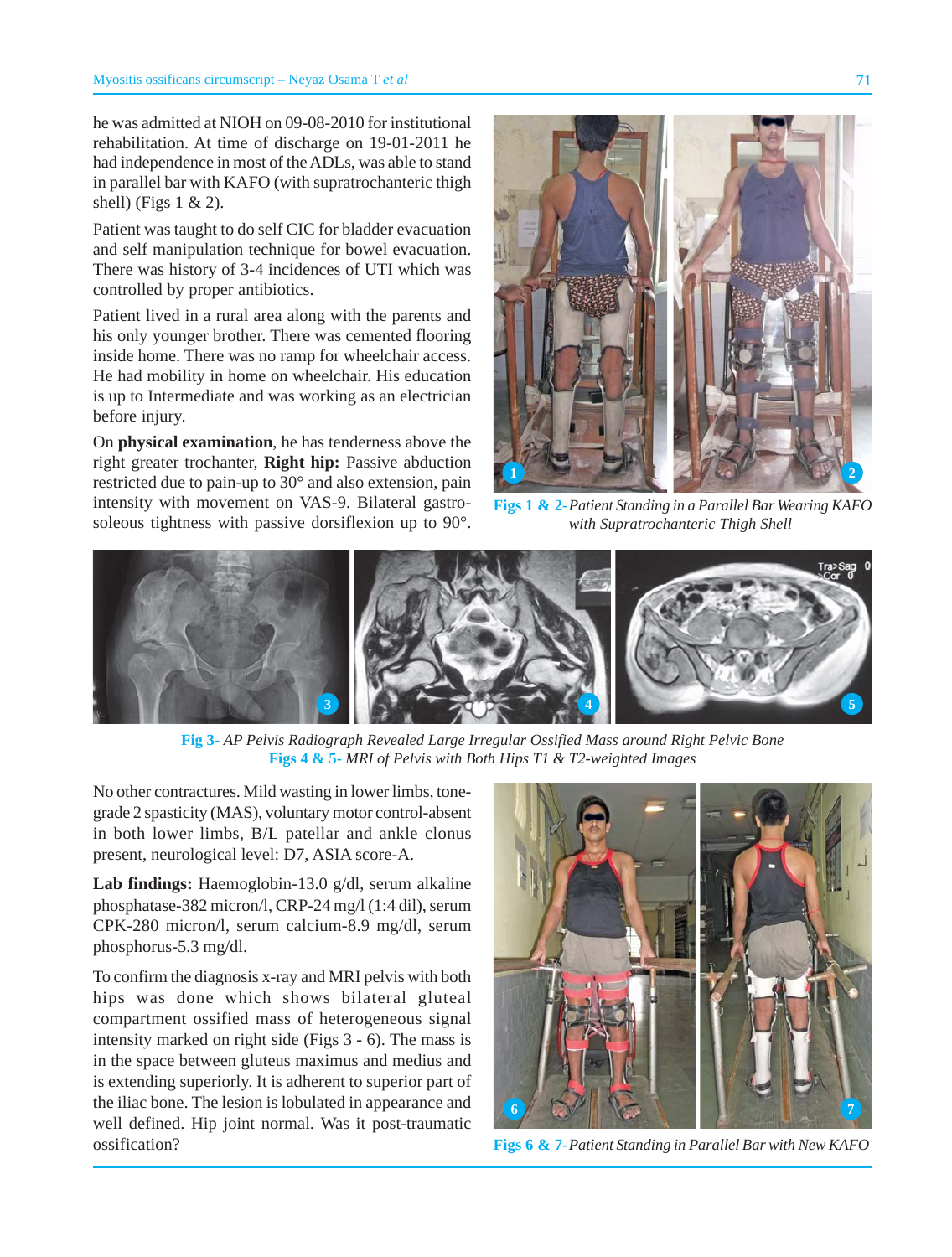he was admitted at NIOH on 09-08-2010 for institutional rehabilitation. At time of discharge on 19-01-2011 he had independence in most of the ADLs, was able to stand in parallel bar with KAFO (with supratrochanteric thigh shell) (Figs 1 & 2).

Patient was taught to do self CIC for bladder evacuation and self manipulation technique for bowel evacuation. There was history of 3-4 incidences of UTI which was controlled by proper antibiotics.

Patient lived in a rural area along with the parents and his only younger brother. There was cemented flooring inside home. There was no ramp for wheelchair access. He had mobility in home on wheelchair. His education is up to Intermediate and was working as an electrician before injury.

On **physical examination**, he has tenderness above the right greater trochanter, **Right hip:** Passive abduction restricted due to pain-up to 30° and also extension, pain intensity with movement on VAS-9. Bilateral gastro-soleous tightness with passive dorsiflexion up to 90°. No other contractures. Mild wasting in lower limbs, tone-grade 2 spasticity (MAS), voluntary motor control-absent in both lower limbs, B/L patellar and ankle clonus present, neurological level: D7, ASIA score-A.

**Figs 1 & 2**- *Patient Standing in a Parallel Bar Wearing KAFO with Supratrochanteric Thigh Shell*

**Fig 3**- *AP Pelvis Radiograph Revealed Large Irregular Ossified Mass around Right Pelvic Bone*
**Figs 4 & 5**- *MRI of Pelvis with Both Hips T1 & T2-weighted Images*

**Lab findings:** Haemoglobin-13.0 g/dl, serum alkaline phosphatase-382 micron/l, CRP-24 mg/l (1:4 dil), serum CPK-280 micron/l, serum calcium-8.9 mg/dl, serum phosphorus-5.3 mg/dl.

To confirm the diagnosis x-ray and MRI pelvis with both hips was done which shows bilateral gluteal compartment ossified mass of heterogeneous signal intensity marked on right side (Figs 3 - 6). The mass is in the space between gluteus maximus and medius and is extending superiorly. It is adherent to superior part of the iliac bone. The lesion is lobulated in appearance and well defined. Hip joint normal. Was it post-traumatic ossification?

**Figs 6 & 7**- *Patient Standing in Parallel Bar with New KAFO*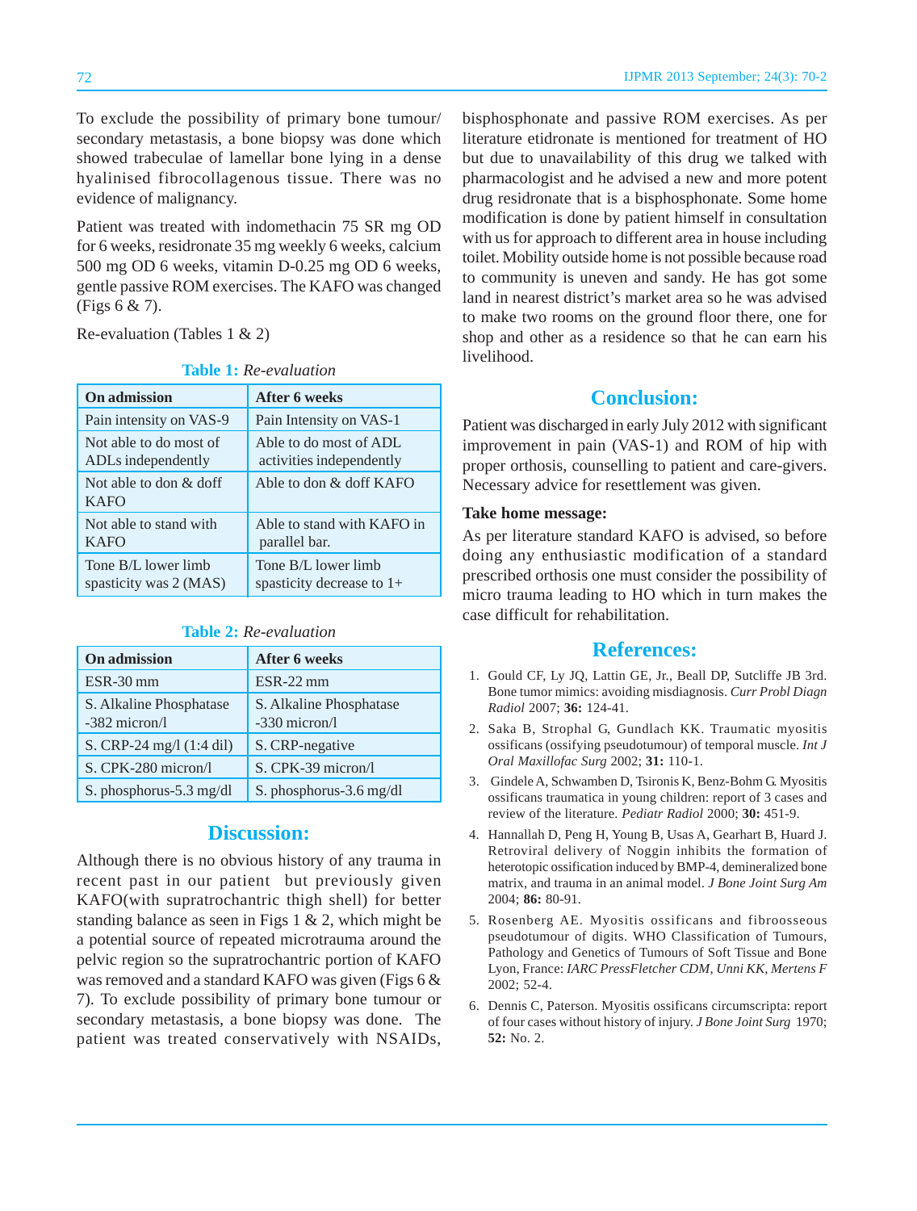To exclude the possibility of primary bone tumour/ secondary metastasis, a bone biopsy was done which showed trabeculae of lamellar bone lying in a dense hyalinised fibrocollagenous tissue. There was no evidence of malignancy.

Patient was treated with indomethacin 75 SR mg OD for 6 weeks, residronate 35 mg weekly 6 weeks, calcium 500 mg OD 6 weeks, vitamin D-0.25 mg OD 6 weeks, gentle passive ROM exercises. The KAFO was changed (Figs 6 & 7).

Re-evaluation (Tables 1 & 2)

**Table 1:** *Re-evaluation*

| On admission | After 6 weeks |
|---|---|
| Pain intensity on VAS-9 | Pain Intensity on VAS-1 |
| Not able to do most of ADLs independently | Able to do most of ADL activities independently |
| Not able to don & doff KAFO | Able to don & doff KAFO |
| Not able to stand with KAFO | Able to stand with KAFO in parallel bar. |
| Tone B/L lower limb spasticity was 2 (MAS) | Tone B/L lower limb spasticity decrease to 1+ |

**Table 2:** *Re-evaluation*

| On admission | After 6 weeks |
|---|---|
| ESR-30 mm | ESR-22 mm |
| S. Alkaline Phosphatase -382 micron/l | S. Alkaline Phosphatase -330 micron/l |
| S. CRP-24 mg/l (1:4 dil) | S. CRP-negative |
| S. CPK-280 micron/l | S. CPK-39 micron/l |
| S. phosphorus-5.3 mg/dl | S. phosphorus-3.6 mg/dl |

## Discussion:

Although there is no obvious history of any trauma in recent past in our patient but previously given KAFO(with supratrochantric thigh shell) for better standing balance as seen in Figs 1 & 2, which might be a potential source of repeated microtrauma around the pelvic region so the supratrochantric portion of KAFO was removed and a standard KAFO was given (Figs 6 & 7). To exclude possibility of primary bone tumour or secondary metastasis, a bone biopsy was done. The patient was treated conservatively with NSAIDs, bisphosphonate and passive ROM exercises. As per literature etidronate is mentioned for treatment of HO but due to unavailability of this drug we talked with pharmacologist and he advised a new and more potent drug residronate that is a bisphosphonate. Some home modification is done by patient himself in consultation with us for approach to different area in house including toilet. Mobility outside home is not possible because road to community is uneven and sandy. He has got some land in nearest district's market area so he was advised to make two rooms on the ground floor there, one for shop and other as a residence so that he can earn his livelihood.

## Conclusion:

Patient was discharged in early July 2012 with significant improvement in pain (VAS-1) and ROM of hip with proper orthosis, counselling to patient and care-givers. Necessary advice for resettlement was given.

**Take home message:**

As per literature standard KAFO is advised, so before doing any enthusiastic modification of a standard prescribed orthosis one must consider the possibility of micro trauma leading to HO which in turn makes the case difficult for rehabilitation.

## References:

1. Gould CF, Ly JQ, Lattin GE, Jr., Beall DP, Sutcliffe JB 3rd. Bone tumor mimics: avoiding misdiagnosis. *Curr Probl Diagn Radiol* 2007; **36:** 124-41.
2. Saka B, Strophal G, Gundlach KK. Traumatic myositis ossificans (ossifying pseudotumour) of temporal muscle. *Int J Oral Maxillofac Surg* 2002; **31:** 110-1.
3. Gindele A, Schwamben D, Tsironis K, Benz-Bohm G. Myositis ossificans traumatica in young children: report of 3 cases and review of the literature. *Pediatr Radiol* 2000; **30:** 451-9.
4. Hannallah D, Peng H, Young B, Usas A, Gearhart B, Huard J. Retroviral delivery of Noggin inhibits the formation of heterotopic ossification induced by BMP-4, demineralized bone matrix, and trauma in an animal model. *J Bone Joint Surg Am* 2004; **86:** 80-91.
5. Rosenberg AE. Myositis ossificans and fibroosseous pseudotumour of digits. WHO Classification of Tumours, Pathology and Genetics of Tumours of Soft Tissue and Bone Lyon, France: *IARC PressFletcher CDM, Unni KK, Mertens F* 2002; 52-4.
6. Dennis C, Paterson. Myositis ossificans circumscripta: report of four cases without history of injury. *J Bone Joint Surg* 1970; **52:** No. 2.